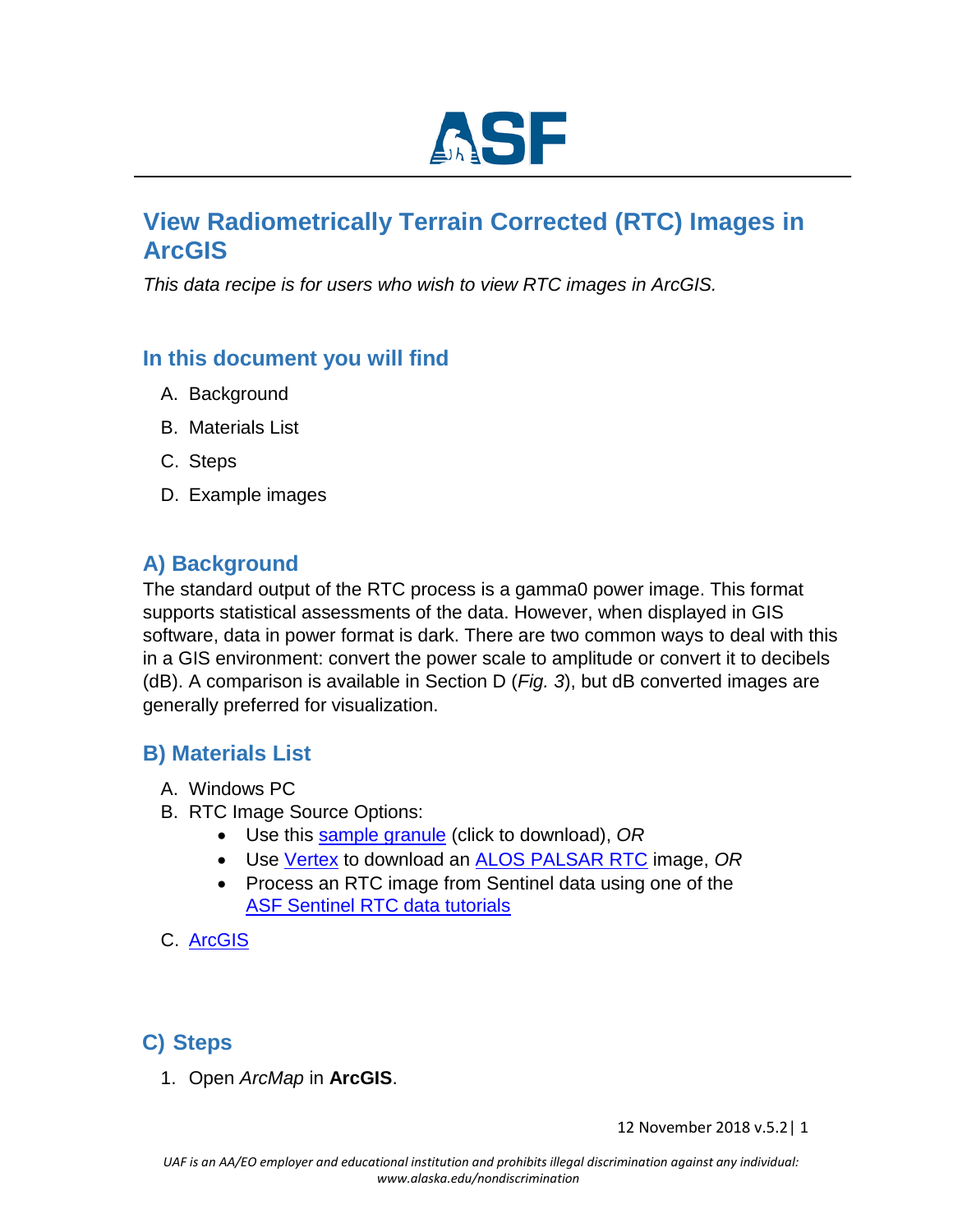# View Radiometrically Terrain Corrected (RTC) Images in ArcGIS

*This data recipe is for users who wish to view RTC images in ArcGIS.*

## In this document you will find

A. Background
B. Materials List
C. Steps
D. Example images

## A) Background

The standard output of the RTC process is a gamma0 power image. This format supports statistical assessments of the data. However, when displayed in GIS software, data in power format is dark. There are two common ways to deal with this in a GIS environment: convert the power scale to amplitude or convert it to decibels (dB). A comparison is available in Section D (*Fig. 3*), but dB converted images are generally preferred for visualization.

## B) Materials List

A. Windows PC
B. RTC Image Source Options:
   - Use this sample granule (click to download), *OR*
   - Use Vertex to download an ALOS PALSAR RTC image, *OR*
   - Process an RTC image from Sentinel data using one of the ASF Sentinel RTC data tutorials

C. ArcGIS

## C) Steps

1. Open *ArcMap* in **ArcGIS**.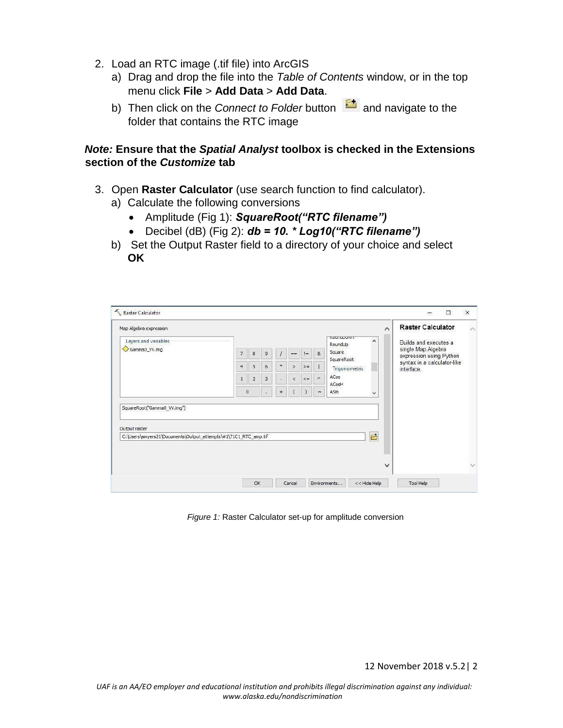2. Load an RTC image (.tif file) into ArcGIS
   a) Drag and drop the file into the *Table of Contents* window, or in the top menu click **File** > **Add Data** > **Add Data**.
   b) Then click on the *Connect to Folder* button and navigate to the folder that contains the RTC image

***Note:*** **Ensure that the *Spatial Analyst* toolbox is checked in the Extensions section of the *Customize* tab**

3. Open **Raster Calculator** (use search function to find calculator).
   a) Calculate the following conversions
      - Amplitude (Fig 1): ***SquareRoot("RTC filename")***
      - Decibel (dB) (Fig 2): ***db = 10. * Log10("RTC filename")***
   b) Set the Output Raster field to a directory of your choice and select **OK**

*Figure 1:* Raster Calculator set-up for amplitude conversion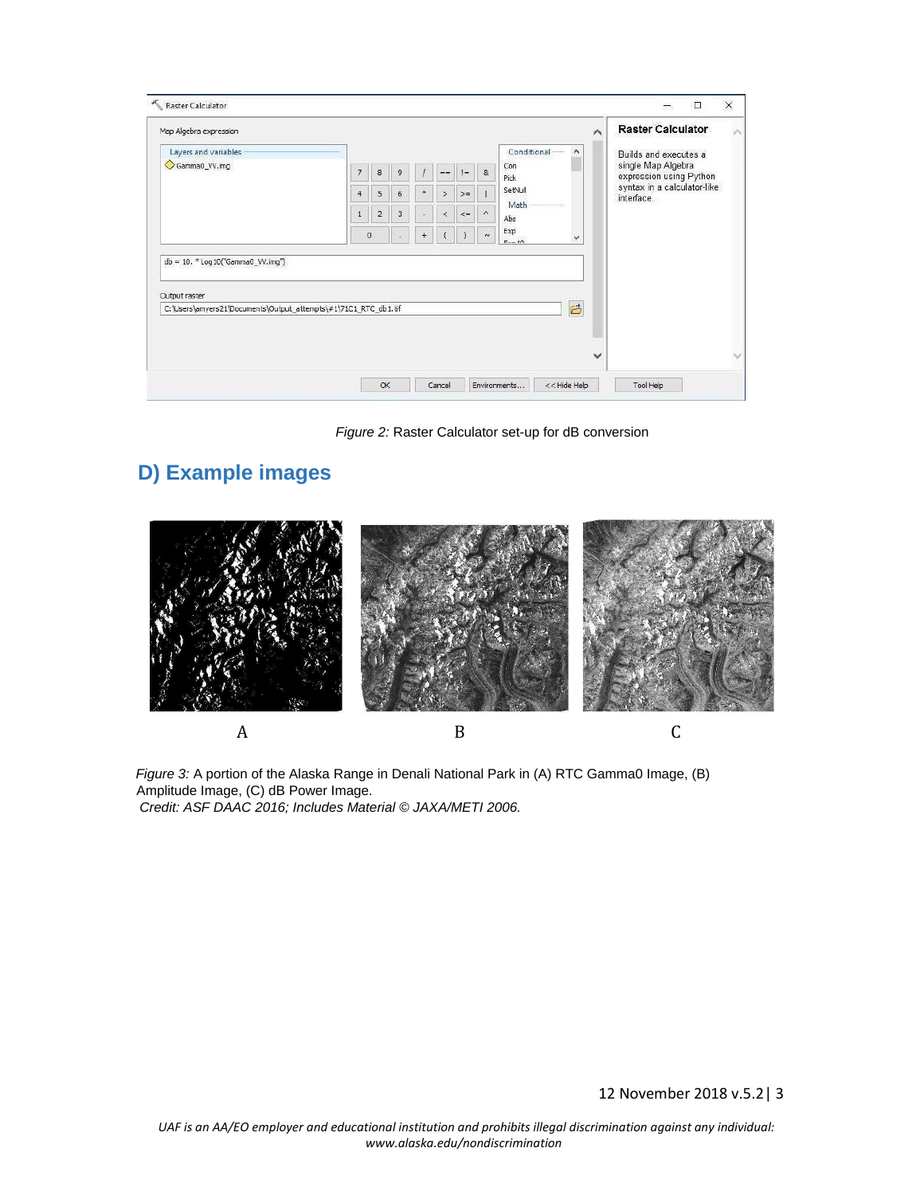*Figure 2:* Raster Calculator set-up for dB conversion

## D) Example images

A B C

*Figure 3:* A portion of the Alaska Range in Denali National Park in (A) RTC Gamma0 Image, (B) Amplitude Image, (C) dB Power Image.
*Credit: ASF DAAC 2016; Includes Material © JAXA/METI 2006.*

*UAF is an AA/EO employer and educational institution and prohibits illegal discrimination against any individual: www.alaska.edu/nondiscrimination*